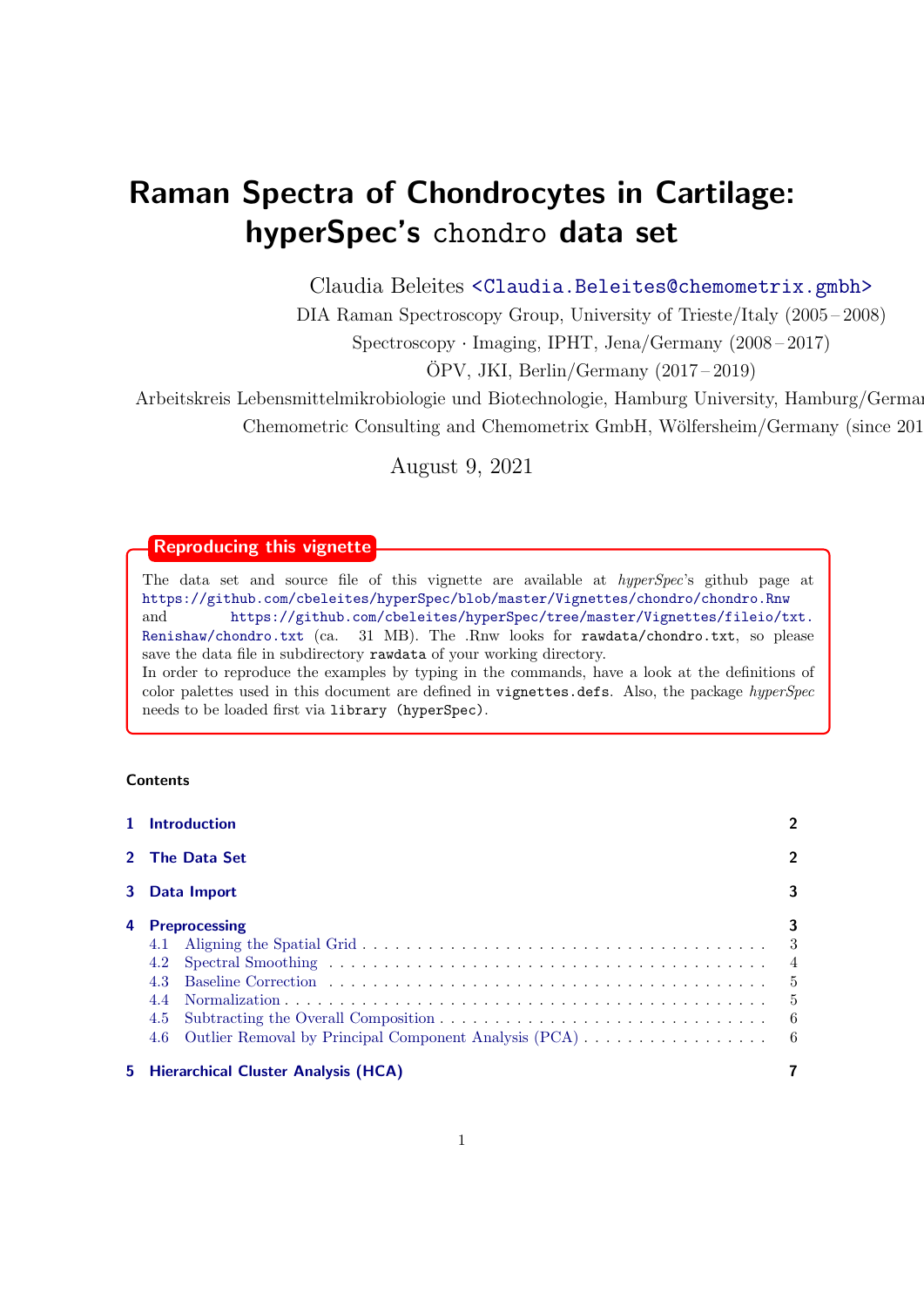// TODO: cut-off affiliation text: "Hamburg/Germa" and "(since 201" are truncated at the right page edge in the source.
# Raman Spectra of Chondrocytes in Cartilage: hyperSpec's `chondro` data set

Claudia Beleites <Claudia.Beleites@chemometrix.gmbh>

DIA Raman Spectroscopy Group, University of Trieste/Italy (2005 – 2008)

Spectroscopy · Imaging, IPHT, Jena/Germany (2008 – 2017)

ÖPV, JKI, Berlin/Germany (2017 – 2019)

Arbeitskreis Lebensmittelmikrobiologie und Biotechnologie, Hamburg University, Hamburg/Germa

Chemometric Consulting and Chemometrix GmbH, Wölfersheim/Germany (since 201

August 9, 2021

**Reproducing this vignette**

The data set and source file of this vignette are available at *hyperSpec*'s github page at https://github.com/cbeleites/hyperSpec/blob/master/Vignettes/chondro/chondro.Rnw and https://github.com/cbeleites/hyperSpec/tree/master/Vignettes/fileio/txt.Renishaw/chondro.txt (ca. 31 MB). The .Rnw looks for `rawdata/chondro.txt`, so please save the data file in subdirectory `rawdata` of your working directory.
In order to reproduce the examples by typing in the commands, have a look at the definitions of color palettes used in this document are defined in `vignettes.defs`. Also, the package *hyperSpec* needs to be loaded first via `library (hyperSpec)`.

**Contents**

1 Introduction ... 2
2 The Data Set ... 2
3 Data Import ... 3
4 Preprocessing ... 3
  4.1 Aligning the Spatial Grid ... 3
  4.2 Spectral Smoothing ... 4
  4.3 Baseline Correction ... 5
  4.4 Normalization ... 5
  4.5 Subtracting the Overall Composition ... 6
  4.6 Outlier Removal by Principal Component Analysis (PCA) ... 6
5 Hierarchical Cluster Analysis (HCA) ... 7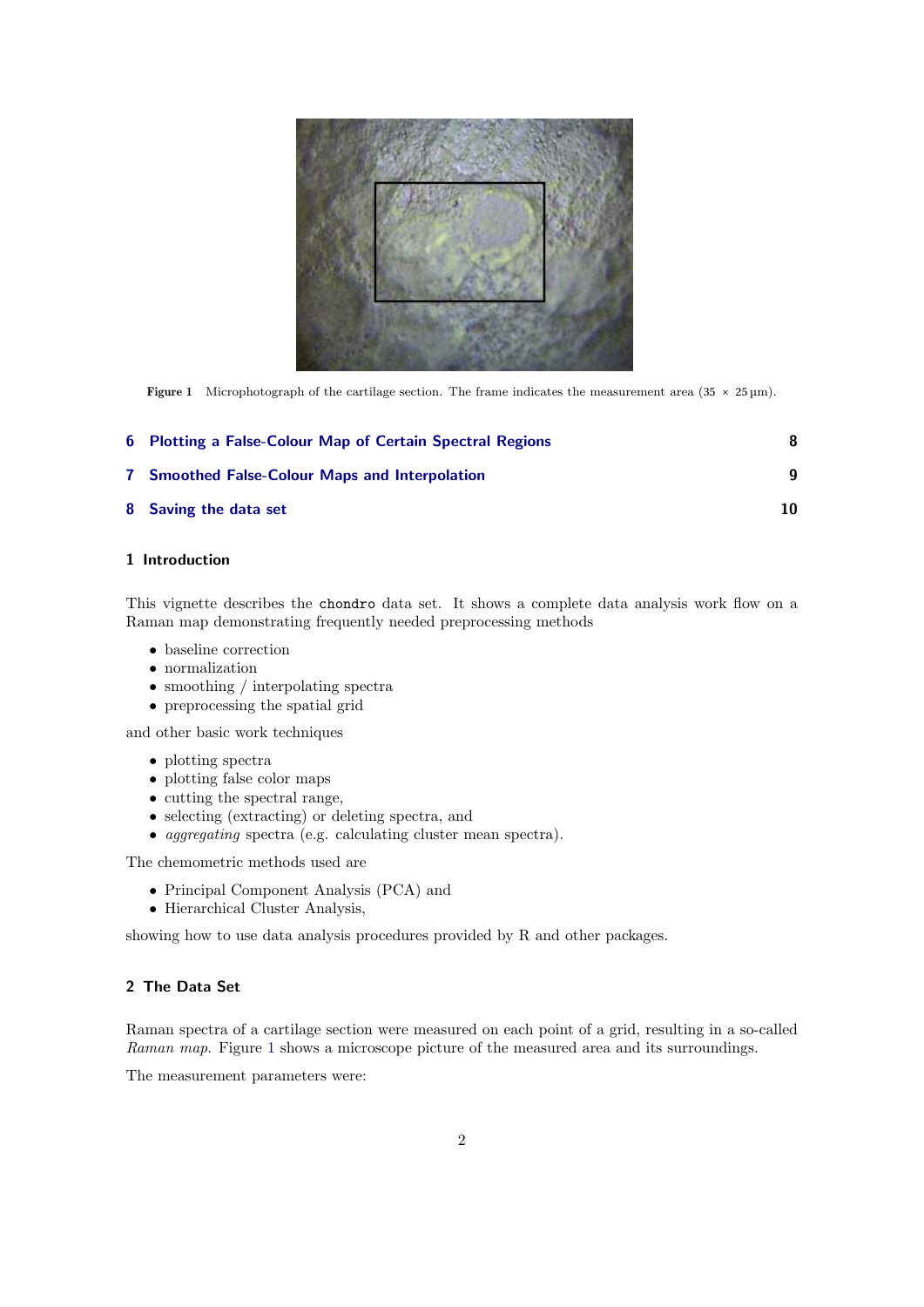Figure 1 Microphotograph of the cartilage section. The frame indicates the measurement area (35 × 25 µm).

6 Plotting a False-Colour Map of Certain Spectral Regions 8

7 Smoothed False-Colour Maps and Interpolation 9

8 Saving the data set 10

## 1 Introduction

This vignette describes the `chondro` data set. It shows a complete data analysis work flow on a Raman map demonstrating frequently needed preprocessing methods

- baseline correction
- normalization
- smoothing / interpolating spectra
- preprocessing the spatial grid

and other basic work techniques

- plotting spectra
- plotting false color maps
- cutting the spectral range,
- selecting (extracting) or deleting spectra, and
- *aggregating* spectra (e.g. calculating cluster mean spectra).

The chemometric methods used are

- Principal Component Analysis (PCA) and
- Hierarchical Cluster Analysis,

showing how to use data analysis procedures provided by R and other packages.

## 2 The Data Set

Raman spectra of a cartilage section were measured on each point of a grid, resulting in a so-called *Raman map*. Figure 1 shows a microscope picture of the measured area and its surroundings.

The measurement parameters were: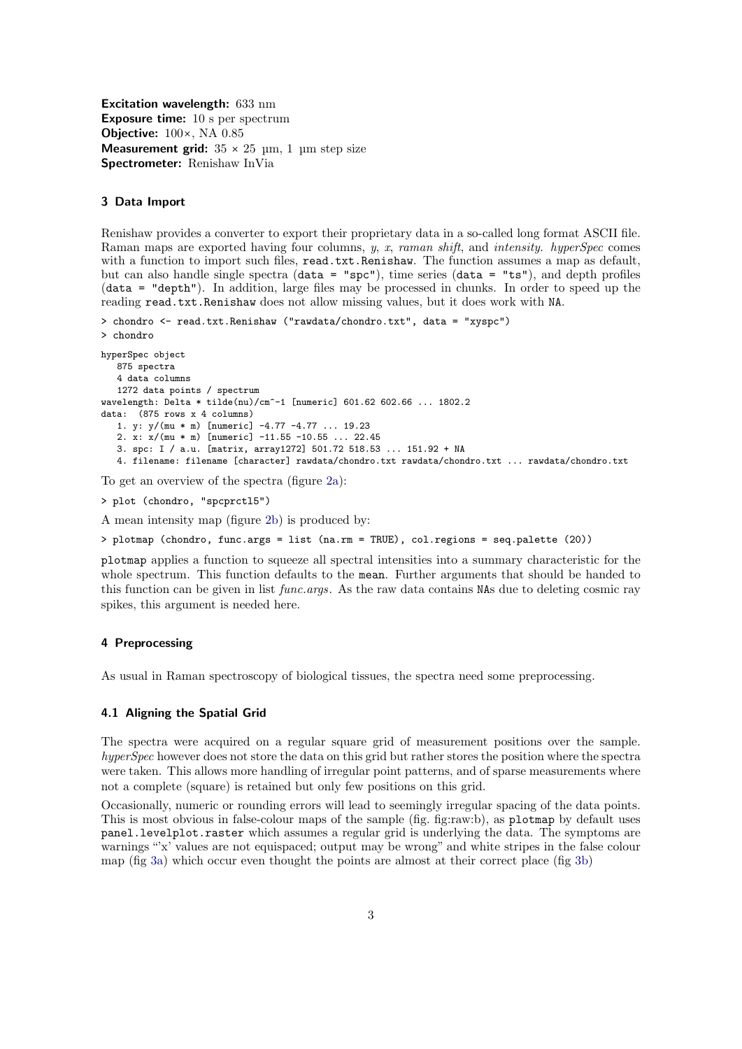**Excitation wavelength:** 633 nm
**Exposure time:** 10 s per spectrum
**Objective:** 100×, NA 0.85
**Measurement grid:** 35 × 25 µm, 1 µm step size
**Spectrometer:** Renishaw InVia

## 3 Data Import

Renishaw provides a converter to export their proprietary data in a so-called long format ASCII file. Raman maps are exported having four columns, *y*, *x*, *raman shift*, and *intensity*. *hyperSpec* comes with a function to import such files, `read.txt.Renishaw`. The function assumes a map as default, but can also handle single spectra (`data = "spc"`), time series (`data = "ts"`), and depth profiles (`data = "depth"`). In addition, large files may be processed in chunks. In order to speed up the reading `read.txt.Renishaw` does not allow missing values, but it does work with `NA`.

```
> chondro <- read.txt.Renishaw ("rawdata/chondro.txt", data = "xyspc")
> chondro
```

```
hyperSpec object
   875 spectra
   4 data columns
   1272 data points / spectrum
wavelength: Delta * tilde(nu)/cm^-1 [numeric] 601.62 602.66 ... 1802.2
data:  (875 rows x 4 columns)
   1. y: y/(mu * m) [numeric] -4.77 -4.77 ... 19.23
   2. x: x/(mu * m) [numeric] -11.55 -10.55 ... 22.45
   3. spc: I / a.u. [matrix, array1272] 501.72 518.53 ... 151.92 + NA
   4. filename: filename [character] rawdata/chondro.txt rawdata/chondro.txt ... rawdata/chondro.txt
```

To get an overview of the spectra (figure 2a):

```
> plot (chondro, "spcprctl5")
```

A mean intensity map (figure 2b) is produced by:

```
> plotmap (chondro, func.args = list (na.rm = TRUE), col.regions = seq.palette (20))
```

`plotmap` applies a function to squeeze all spectral intensities into a summary characteristic for the whole spectrum. This function defaults to the `mean`. Further arguments that should be handed to this function can be given in list *func.args*. As the raw data contains `NA`s due to deleting cosmic ray spikes, this argument is needed here.

## 4 Preprocessing

As usual in Raman spectroscopy of biological tissues, the spectra need some preprocessing.

### 4.1 Aligning the Spatial Grid

The spectra were acquired on a regular square grid of measurement positions over the sample. *hyperSpec* however does not store the data on this grid but rather stores the position where the spectra were taken. This allows more handling of irregular point patterns, and of sparse measurements where not a complete (square) is retained but only few positions on this grid.

Occasionally, numeric or rounding errors will lead to seemingly irregular spacing of the data points. This is most obvious in false-colour maps of the sample (fig. fig:raw:b), as `plotmap` by default uses `panel.levelplot.raster` which assumes a regular grid is underlying the data. The symptoms are warnings "'x' values are not equispaced; output may be wrong" and white stripes in the false colour map (fig 3a) which occur even thought the points are almost at their correct place (fig 3b)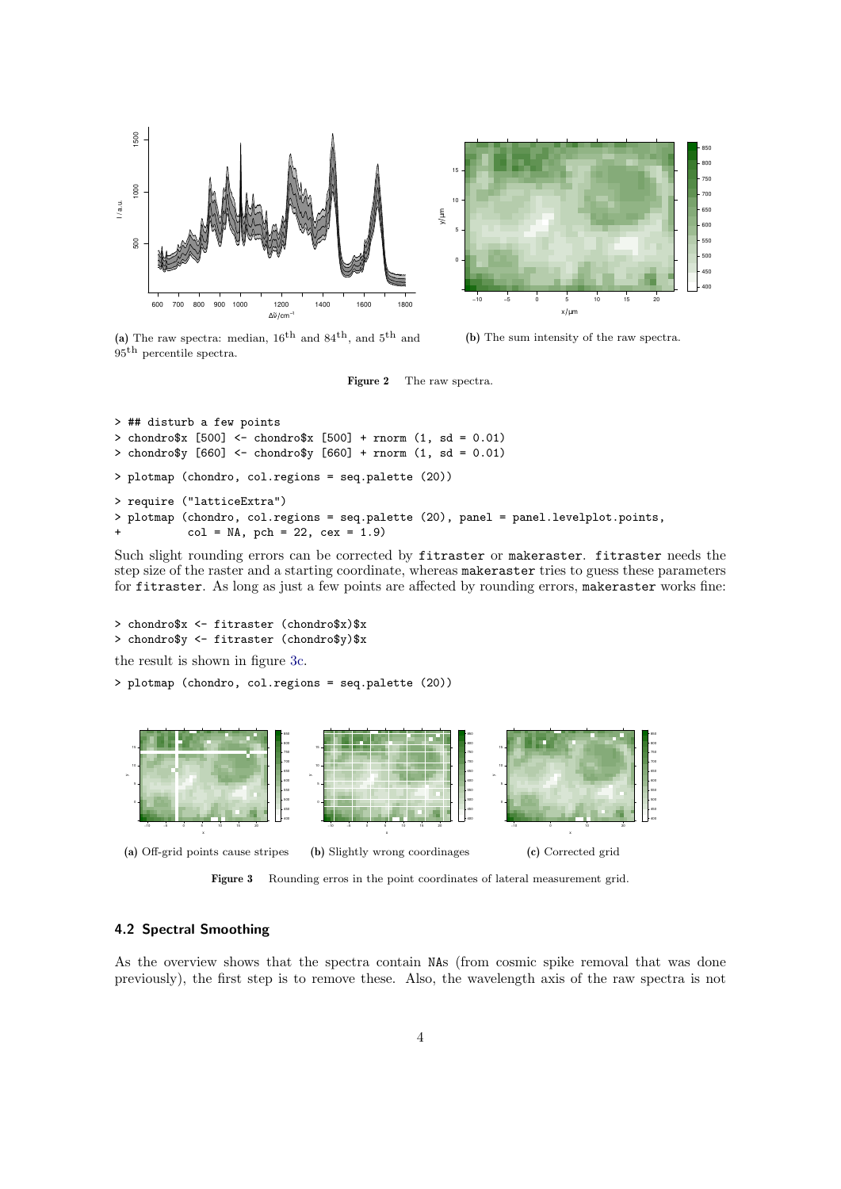(a) The raw spectra: median, $16^{th}$ and $84^{th}$, and $5^{th}$ and $95^{th}$ percentile spectra.

(b) The sum intensity of the raw spectra.

**Figure 2** The raw spectra.

```
> ## disturb a few points
> chondro$x [500] <- chondro$x [500] + rnorm (1, sd = 0.01)
> chondro$y [660] <- chondro$y [660] + rnorm (1, sd = 0.01)
> plotmap (chondro, col.regions = seq.palette (20))
> require ("latticeExtra")
> plotmap (chondro, col.regions = seq.palette (20), panel = panel.levelplot.points,
+          col = NA, pch = 22, cex = 1.9)
```

Such slight rounding errors can be corrected by `fitraster` or `makeraster`. `fitraster` needs the step size of the raster and a starting coordinate, whereas `makeraster` tries to guess these parameters for `fitraster`. As long as just a few points are affected by rounding errors, `makeraster` works fine:

```
> chondro$x <- fitraster (chondro$x)$x
> chondro$y <- fitraster (chondro$y)$x
```

the result is shown in figure 3c.

```
> plotmap (chondro, col.regions = seq.palette (20))
```

(a) Off-grid points cause stripes

(b) Slightly wrong coordinages

(c) Corrected grid

**Figure 3** Rounding erros in the point coordinates of lateral measurement grid.

### 4.2 Spectral Smoothing

As the overview shows that the spectra contain NAs (from cosmic spike removal that was done previously), the first step is to remove these. Also, the wavelength axis of the raw spectra is not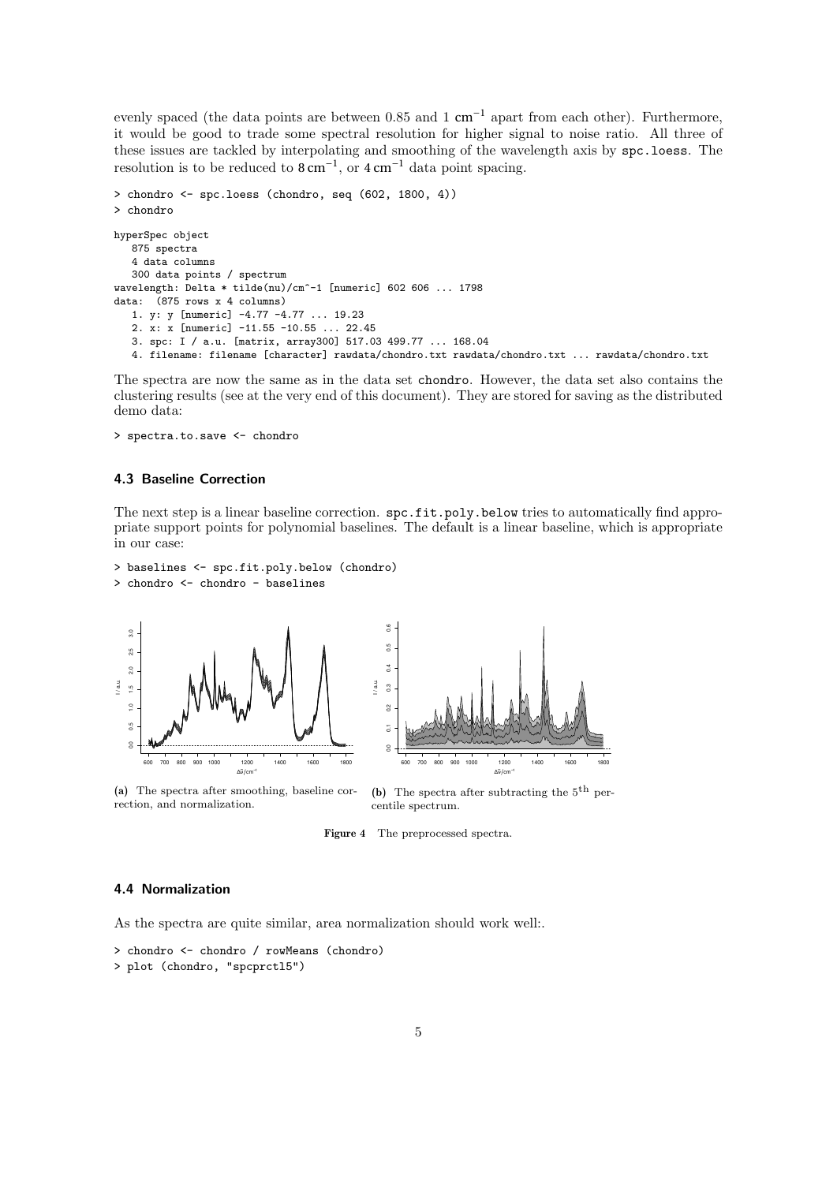evenly spaced (the data points are between 0.85 and 1 $cm^{-1}$ apart from each other). Furthermore, it would be good to trade some spectral resolution for higher signal to noise ratio. All three of these issues are tackled by interpolating and smoothing of the wavelength axis by spc.loess. The resolution is to be reduced to $8\,cm^{-1}$, or $4\,cm^{-1}$ data point spacing.

```
> chondro <- spc.loess (chondro, seq (602, 1800, 4))
> chondro

hyperSpec object
   875 spectra
   4 data columns
   300 data points / spectrum
wavelength: Delta * tilde(nu)/cm^-1 [numeric] 602 606 ... 1798
data:  (875 rows x 4 columns)
   1. y: y [numeric] -4.77 -4.77 ... 19.23
   2. x: x [numeric] -11.55 -10.55 ... 22.45
   3. spc: I / a.u. [matrix, array300] 517.03 499.77 ... 168.04
   4. filename: filename [character] rawdata/chondro.txt rawdata/chondro.txt ... rawdata/chondro.txt
```

The spectra are now the same as in the data set chondro. However, the data set also contains the clustering results (see at the very end of this document). They are stored for saving as the distributed demo data:

```
> spectra.to.save <- chondro
```

### 4.3 Baseline Correction

The next step is a linear baseline correction. spc.fit.poly.below tries to automatically find appropriate support points for polynomial baselines. The default is a linear baseline, which is appropriate in our case:

```
> baselines <- spc.fit.poly.below (chondro)
> chondro <- chondro - baselines
```

(a) The spectra after smoothing, baseline correction, and normalization.

(b) The spectra after subtracting the $5^{th}$ percentile spectrum.

**Figure 4** The preprocessed spectra.

### 4.4 Normalization

As the spectra are quite similar, area normalization should work well:.

```
> chondro <- chondro / rowMeans (chondro)
> plot (chondro, "spcprctl5")
```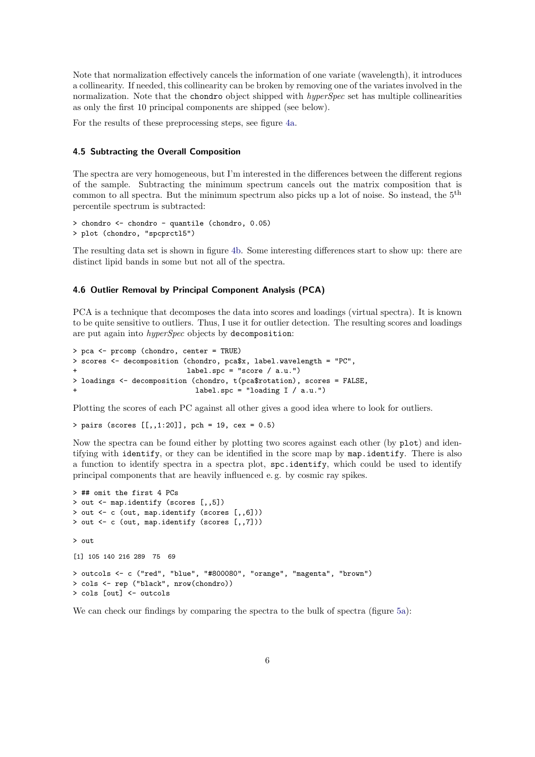Note that normalization effectively cancels the information of one variate (wavelength), it introduces a collinearity. If needed, this collinearity can be broken by removing one of the variates involved in the normalization. Note that the `chondro` object shipped with *hyperSpec* set has multiple collinearities as only the first 10 principal components are shipped (see below).

For the results of these preprocessing steps, see figure 4a.

### 4.5 Subtracting the Overall Composition

The spectra are very homogeneous, but I'm interested in the differences between the different regions of the sample. Subtracting the minimum spectrum cancels out the matrix composition that is common to all spectra. But the minimum spectrum also picks up a lot of noise. So instead, the $5^{\text{th}}$ percentile spectrum is subtracted:

```
> chondro <- chondro - quantile (chondro, 0.05)
> plot (chondro, "spcprctl5")
```

The resulting data set is shown in figure 4b. Some interesting differences start to show up: there are distinct lipid bands in some but not all of the spectra.

### 4.6 Outlier Removal by Principal Component Analysis (PCA)

PCA is a technique that decomposes the data into scores and loadings (virtual spectra). It is known to be quite sensitive to outliers. Thus, I use it for outlier detection. The resulting scores and loadings are put again into *hyperSpec* objects by `decomposition`:

```
> pca <- prcomp (chondro, center = TRUE)
> scores <- decomposition (chondro, pca$x, label.wavelength = "PC",
+                          label.spc = "score / a.u.")
> loadings <- decomposition (chondro, t(pca$rotation), scores = FALSE,
+                            label.spc = "loading I / a.u.")
```

Plotting the scores of each PC against all other gives a good idea where to look for outliers.

```
> pairs (scores [[,,1:20]], pch = 19, cex = 0.5)
```

Now the spectra can be found either by plotting two scores against each other (by `plot`) and identifying with `identify`, or they can be identified in the score map by `map.identify`. There is also a function to identify spectra in a spectra plot, `spc.identify`, which could be used to identify principal components that are heavily influenced e. g. by cosmic ray spikes.

```
> ## omit the first 4 PCs
> out <- map.identify (scores [,,5])
> out <- c (out, map.identify (scores [,,6]))
> out <- c (out, map.identify (scores [,,7]))

> out

[1] 105 140 216 289  75  69

> outcols <- c ("red", "blue", "#800080", "orange", "magenta", "brown")
> cols <- rep ("black", nrow(chondro))
> cols [out] <- outcols
```

We can check our findings by comparing the spectra to the bulk of spectra (figure 5a):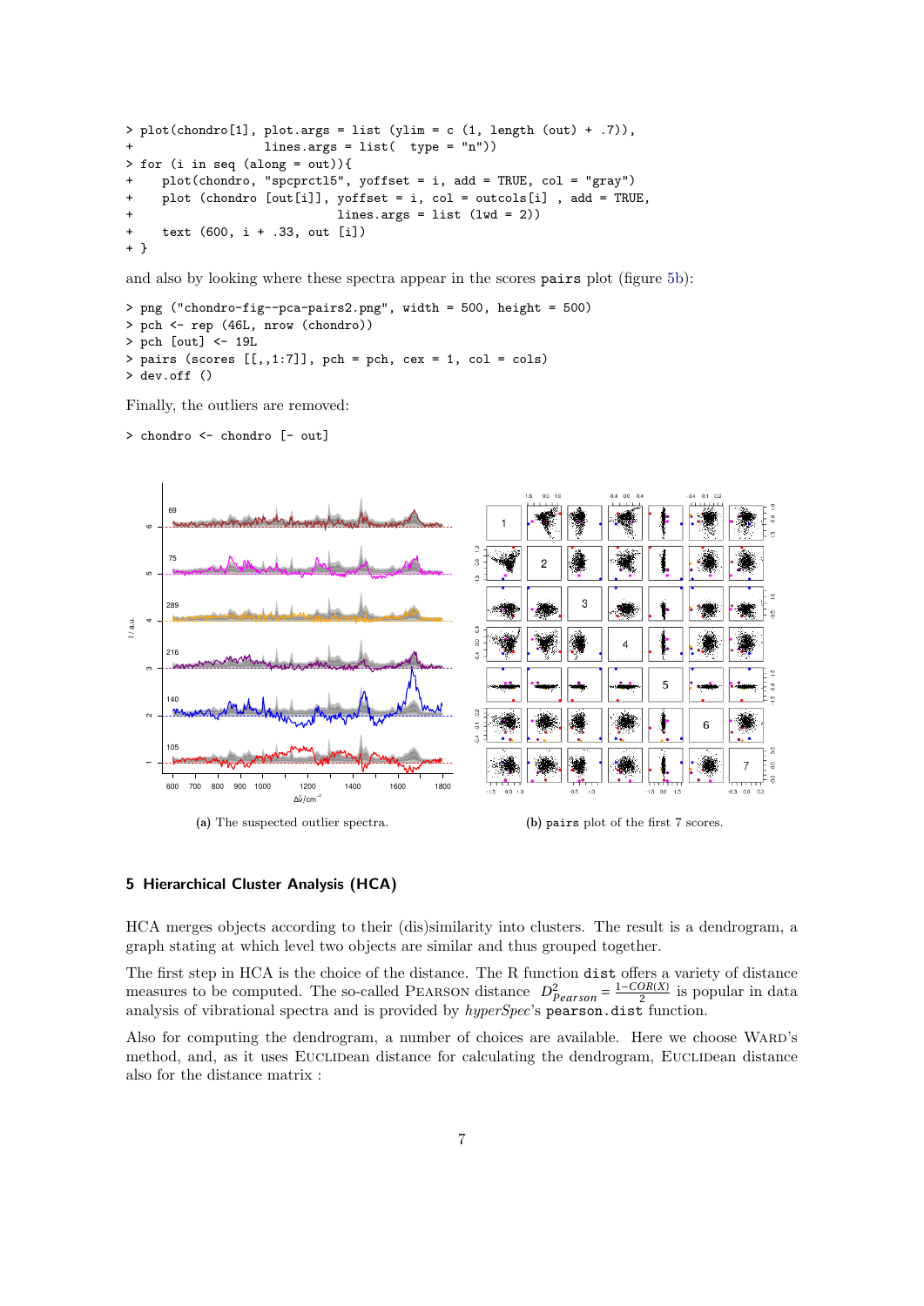```
> plot(chondro[1], plot.args = list (ylim = c (1, length (out) + .7)),
+                  lines.args = list(  type = "n"))
> for (i in seq (along = out)){
+    plot(chondro, "spcprctl5", yoffset = i, add = TRUE, col = "gray")
+    plot (chondro [out[i]], yoffset = i, col = outcols[i] , add = TRUE,
+                      lines.args = list (lwd = 2))
+    text (600, i + .33, out [i])
+ }
```

and also by looking where these spectra appear in the scores `pairs` plot (figure 5b):

```
> png ("chondro-fig--pca-pairs2.png", width = 500, height = 500)
> pch <- rep (46L, nrow (chondro))
> pch [out] <- 19L
> pairs (scores [[,,1:7]], pch = pch, cex = 1, col = cols)
> dev.off ()
```

Finally, the outliers are removed:

```
> chondro <- chondro [- out]
```

(a) The suspected outlier spectra.

(b) `pairs` plot of the first 7 scores.

## 5 Hierarchical Cluster Analysis (HCA)

HCA merges objects according to their (dis)similarity into clusters. The result is a dendrogram, a graph stating at which level two objects are similar and thus grouped together.

The first step in HCA is the choice of the distance. The R function `dist` offers a variety of distance measures to be computed. The so-called PEARSON distance $D^2_{Pearson} = \frac{1-COR(X)}{2}$ is popular in data analysis of vibrational spectra and is provided by *hyperSpec*'s `pearson.dist` function.

Also for computing the dendrogram, a number of choices are available. Here we choose WARD's method, and, as it uses EUCLIDean distance for calculating the dendrogram, EUCLIDean distance also for the distance matrix :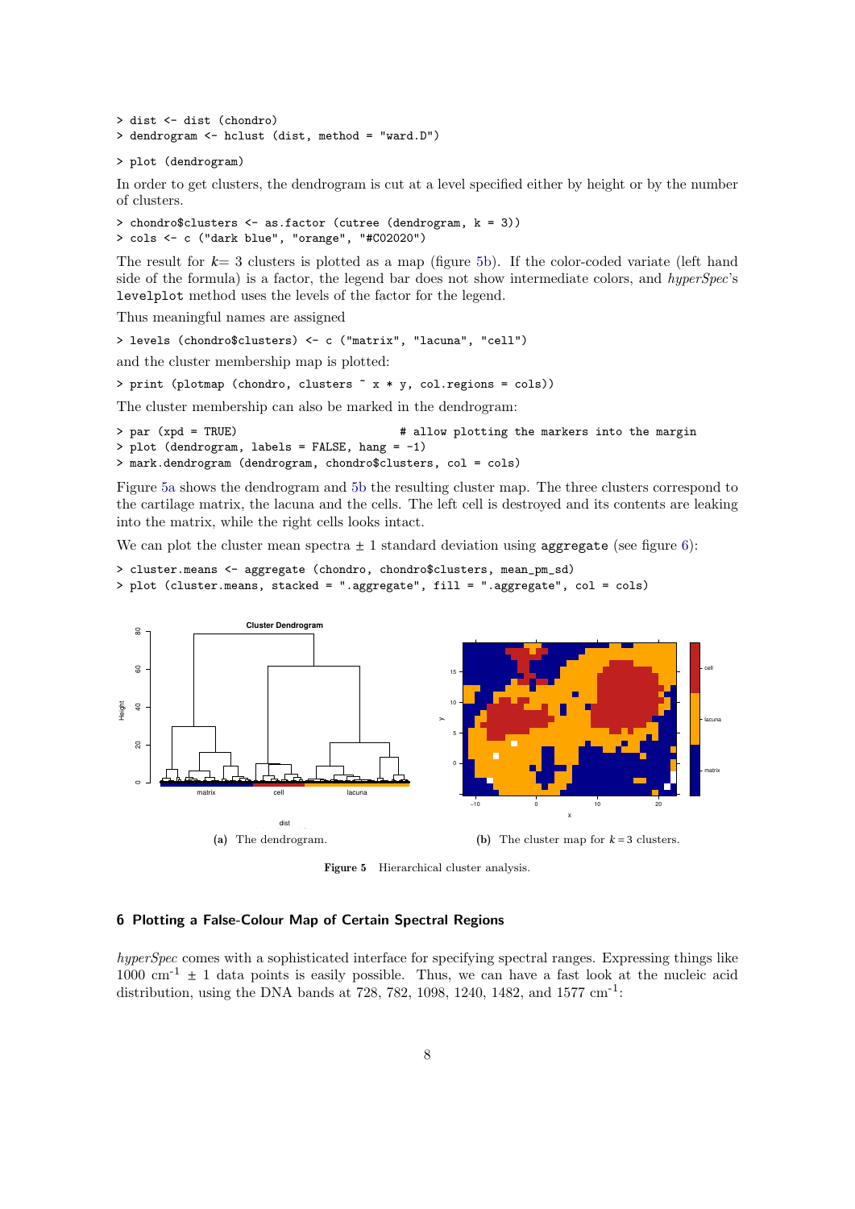```
> dist <- dist (chondro)
> dendrogram <- hclust (dist, method = "ward.D")
> plot (dendrogram)
```

In order to get clusters, the dendrogram is cut at a level specified either by height or by the number of clusters.

```
> chondro$clusters <- as.factor (cutree (dendrogram, k = 3))
> cols <- c ("dark blue", "orange", "#C02020")
```

The result for $k = 3$ clusters is plotted as a map (figure 5b). If the color-coded variate (left hand side of the formula) is a factor, the legend bar does not show intermediate colors, and *hyperSpec*'s `levelplot` method uses the levels of the factor for the legend.

Thus meaningful names are assigned

```
> levels (chondro$clusters) <- c ("matrix", "lacuna", "cell")
```

and the cluster membership map is plotted:

```
> print (plotmap (chondro, clusters ~ x * y, col.regions = cols))
```

The cluster membership can also be marked in the dendrogram:

```
> par (xpd = TRUE)                        # allow plotting the markers into the margin
> plot (dendrogram, labels = FALSE, hang = -1)
> mark.dendrogram (dendrogram, chondro$clusters, col = cols)
```

Figure 5a shows the dendrogram and 5b the resulting cluster map. The three clusters correspond to the cartilage matrix, the lacuna and the cells. The left cell is destroyed and its contents are leaking into the matrix, while the right cells looks intact.

We can plot the cluster mean spectra $\pm$ 1 standard deviation using `aggregate` (see figure 6):

```
> cluster.means <- aggregate (chondro, chondro$clusters, mean_pm_sd)
> plot (cluster.means, stacked = ".aggregate", fill = ".aggregate", col = cols)
```

**(a)** The dendrogram. **(b)** The cluster map for $k = 3$ clusters.

**Figure 5** Hierarchical cluster analysis.

## 6 Plotting a False-Colour Map of Certain Spectral Regions

*hyperSpec* comes with a sophisticated interface for specifying spectral ranges. Expressing things like 1000 cm$^{-1}$ $\pm$ 1 data points is easily possible. Thus, we can have a fast look at the nucleic acid distribution, using the DNA bands at 728, 782, 1098, 1240, 1482, and 1577 cm$^{-1}$: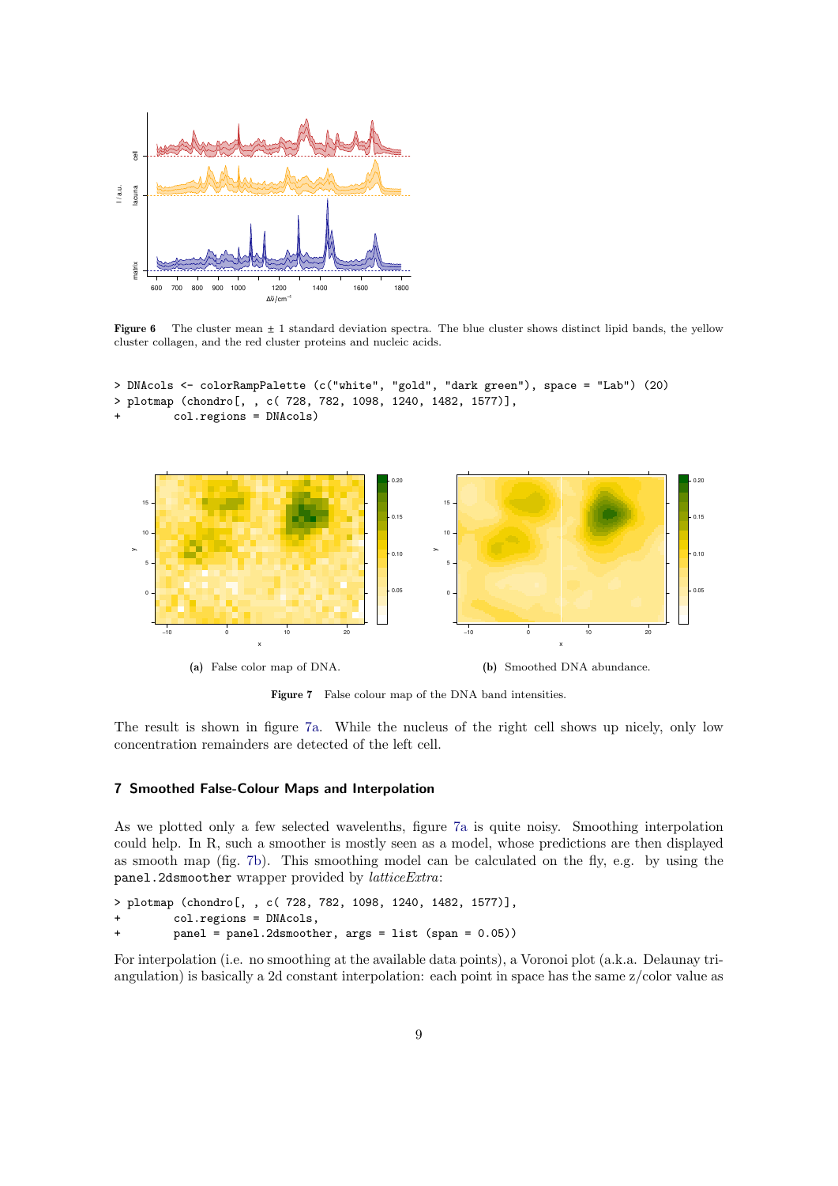**Figure 6** The cluster mean ± 1 standard deviation spectra. The blue cluster shows distinct lipid bands, the yellow cluster collagen, and the red cluster proteins and nucleic acids.

```
> DNAcols <- colorRampPalette (c("white", "gold", "dark green"), space = "Lab") (20)
> plotmap (chondro[, , c( 728, 782, 1098, 1240, 1482, 1577)],
+         col.regions = DNAcols)
```

(a) False color map of DNA.

(b) Smoothed DNA abundance.

**Figure 7** False colour map of the DNA band intensities.

The result is shown in figure 7a. While the nucleus of the right cell shows up nicely, only low concentration remainders are detected of the left cell.

## 7 Smoothed False-Colour Maps and Interpolation

As we plotted only a few selected wavelenths, figure 7a is quite noisy. Smoothing interpolation could help. In R, such a smoother is mostly seen as a model, whose predictions are then displayed as smooth map (fig. 7b). This smoothing model can be calculated on the fly, e.g. by using the `panel.2dsmoother` wrapper provided by *latticeExtra*:

```
> plotmap (chondro[, , c( 728, 782, 1098, 1240, 1482, 1577)],
+         col.regions = DNAcols,
+         panel = panel.2dsmoother, args = list (span = 0.05))
```

For interpolation (i.e. no smoothing at the available data points), a Voronoi plot (a.k.a. Delaunay triangulation) is basically a 2d constant interpolation: each point in space has the same z/color value as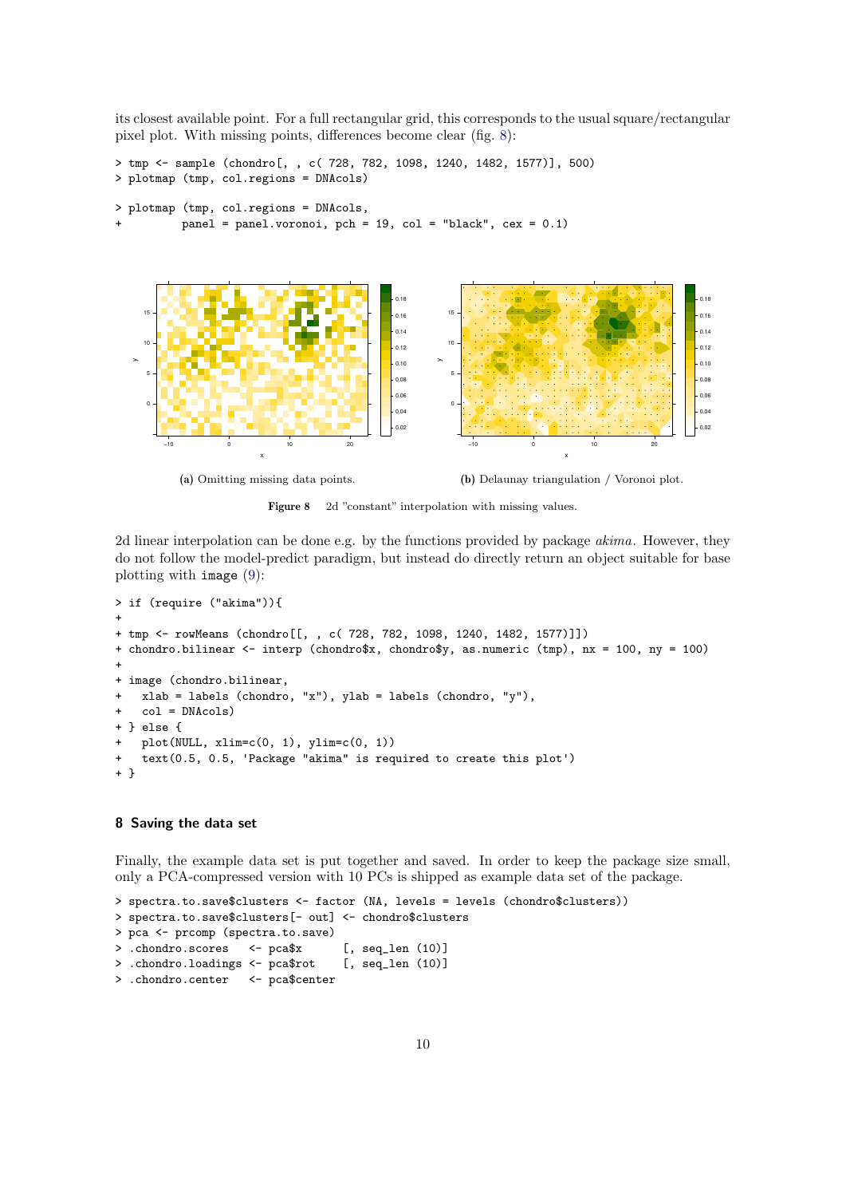its closest available point. For a full rectangular grid, this corresponds to the usual square/rectangular pixel plot. With missing points, differences become clear (fig. 8):

```
> tmp <- sample (chondro[, , c( 728, 782, 1098, 1240, 1482, 1577)], 500)
> plotmap (tmp, col.regions = DNAcols)
```

```
> plotmap (tmp, col.regions = DNAcols,
+         panel = panel.voronoi, pch = 19, col = "black", cex = 0.1)
```

(a) Omitting missing data points.

(b) Delaunay triangulation / Voronoi plot.

**Figure 8** 2d "constant" interpolation with missing values.

2d linear interpolation can be done e.g. by the functions provided by package *akima*. However, they do not follow the model-predict paradigm, but instead do directly return an object suitable for base plotting with `image` (9):

```
> if (require ("akima")){
+
+ tmp <- rowMeans (chondro[[, , c( 728, 782, 1098, 1240, 1482, 1577)]])
+ chondro.bilinear <- interp (chondro$x, chondro$y, as.numeric (tmp), nx = 100, ny = 100)
+
+ image (chondro.bilinear,
+   xlab = labels (chondro, "x"), ylab = labels (chondro, "y"),
+   col = DNAcols)
+ } else {
+   plot(NULL, xlim=c(0, 1), ylim=c(0, 1))
+   text(0.5, 0.5, 'Package "akima" is required to create this plot')
+ }
```

## 8 Saving the data set

Finally, the example data set is put together and saved. In order to keep the package size small, only a PCA-compressed version with 10 PCs is shipped as example data set of the package.

```
> spectra.to.save$clusters <- factor (NA, levels = levels (chondro$clusters))
> spectra.to.save$clusters[- out] <- chondro$clusters
> pca <- prcomp (spectra.to.save)
> .chondro.scores   <- pca$x      [, seq_len (10)]
> .chondro.loadings <- pca$rot    [, seq_len (10)]
> .chondro.center   <- pca$center
```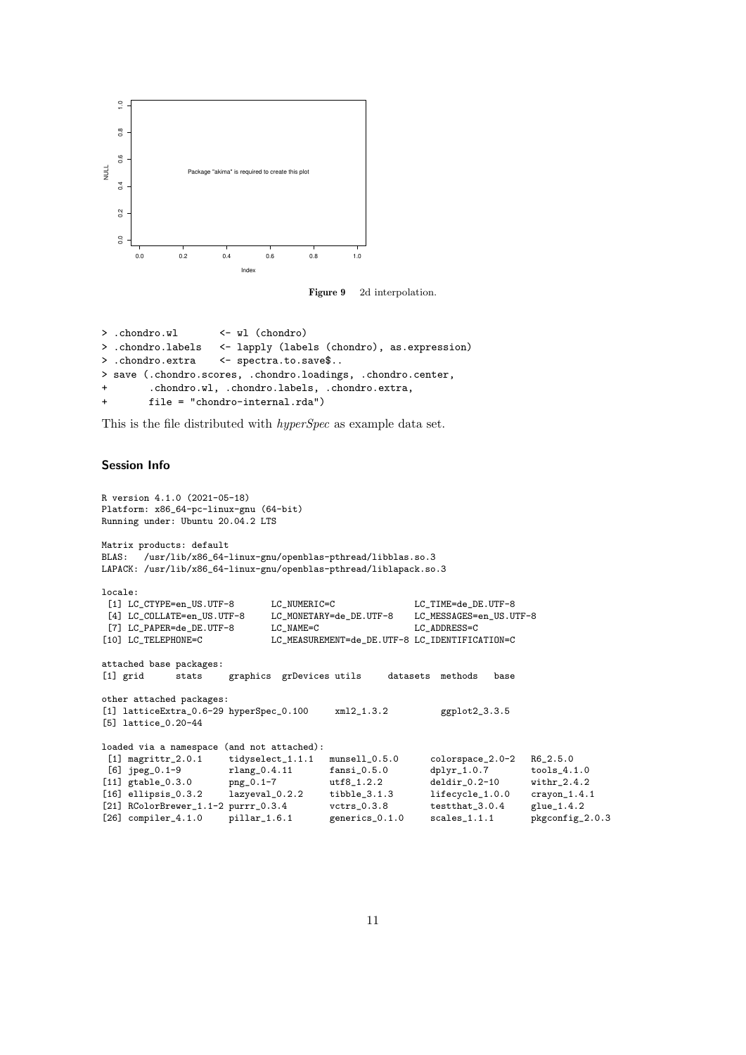1.0
0.8
0.6
NULL
0.4
0.2
0.0

Package "akima" is required to create this plot

0.0 0.2 0.4 0.6 0.8 1.0

Index

**Figure 9** 2d interpolation.

```
> .chondro.wl        <- wl (chondro)
> .chondro.labels    <- lapply (labels (chondro), as.expression)
> .chondro.extra     <- spectra.to.save$..
> save (.chondro.scores, .chondro.loadings, .chondro.center,
+       .chondro.wl, .chondro.labels, .chondro.extra,
+       file = "chondro-internal.rda")
```

This is the file distributed with *hyperSpec* as example data set.

## Session Info

```
R version 4.1.0 (2021-05-18)
Platform: x86_64-pc-linux-gnu (64-bit)
Running under: Ubuntu 20.04.2 LTS

Matrix products: default
BLAS:   /usr/lib/x86_64-linux-gnu/openblas-pthread/libblas.so.3
LAPACK: /usr/lib/x86_64-linux-gnu/openblas-pthread/liblapack.so.3

locale:
 [1] LC_CTYPE=en_US.UTF-8       LC_NUMERIC=C               LC_TIME=de_DE.UTF-8
 [4] LC_COLLATE=en_US.UTF-8     LC_MONETARY=de_DE.UTF-8    LC_MESSAGES=en_US.UTF-8
 [7] LC_PAPER=de_DE.UTF-8       LC_NAME=C                  LC_ADDRESS=C
[10] LC_TELEPHONE=C             LC_MEASUREMENT=de_DE.UTF-8 LC_IDENTIFICATION=C

attached base packages:
[1] grid      stats     graphics  grDevices utils     datasets  methods   base

other attached packages:
[1] latticeExtra_0.6-29 hyperSpec_0.100     xml2_1.3.2          ggplot2_3.3.5
[5] lattice_0.20-44

loaded via a namespace (and not attached):
 [1] magrittr_2.0.1     tidyselect_1.1.1   munsell_0.5.0      colorspace_2.0-2   R6_2.5.0
 [6] jpeg_0.1-9         rlang_0.4.11       fansi_0.5.0        dplyr_1.0.7        tools_4.1.0
[11] gtable_0.3.0       png_0.1-7          utf8_1.2.2         deldir_0.2-10      withr_2.4.2
[16] ellipsis_0.3.2     lazyeval_0.2.2     tibble_3.1.3       lifecycle_1.0.0    crayon_1.4.1
[21] RColorBrewer_1.1-2 purrr_0.3.4        vctrs_0.3.8        testthat_3.0.4     glue_1.4.2
[26] compiler_4.1.0     pillar_1.6.1       generics_0.1.0     scales_1.1.1       pkgconfig_2.0.3
```